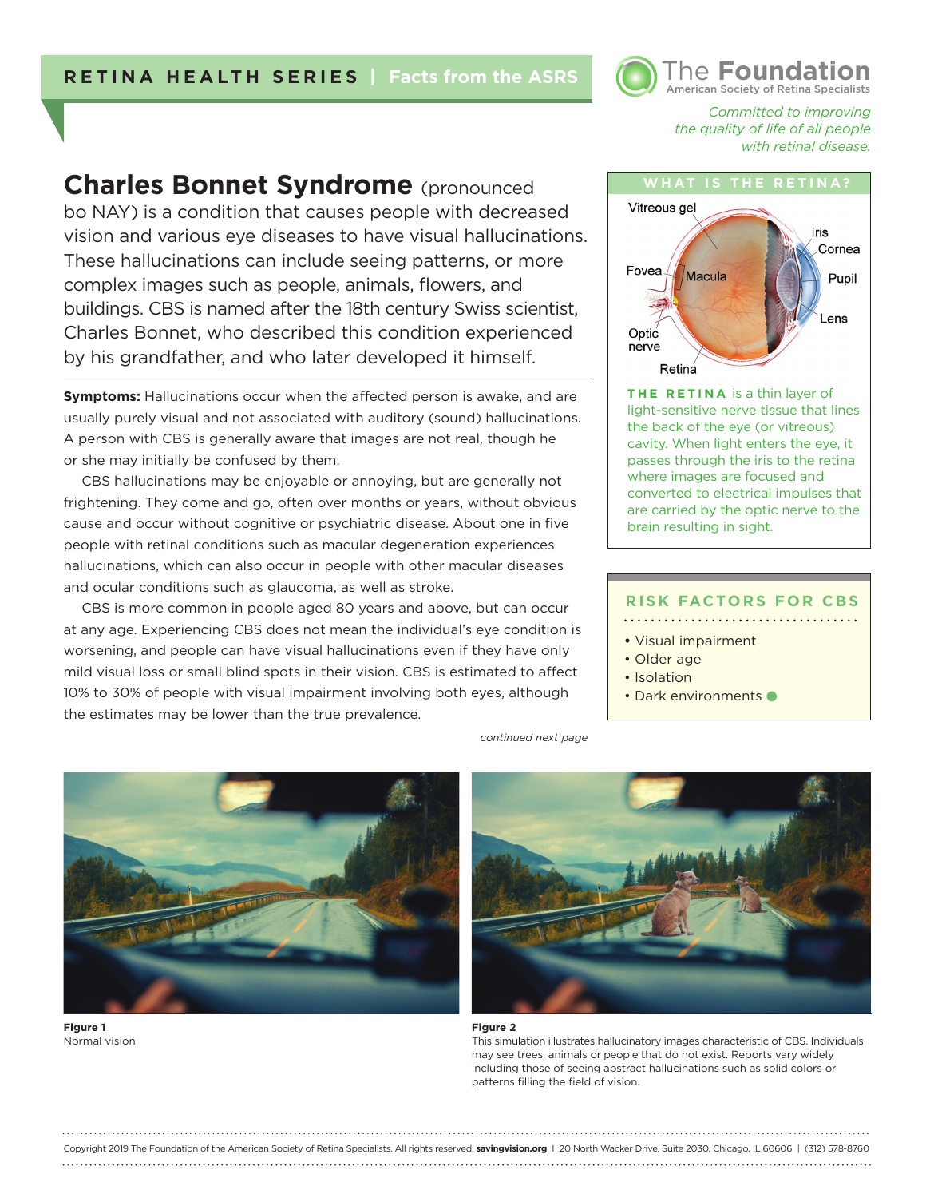RETINA HEALTH SERIES | Facts from the ASRS

The Foundation
American Society of Retina Specialists

*Committed to improving the quality of life of all people with retinal disease.*

# Charles Bonnet Syndrome

**Charles Bonnet Syndrome** (pronounced bo NAY) is a condition that causes people with decreased vision and various eye diseases to have visual hallucinations. These hallucinations can include seeing patterns, or more complex images such as people, animals, flowers, and buildings. CBS is named after the 18th century Swiss scientist, Charles Bonnet, who described this condition experienced by his grandfather, and who later developed it himself.

**Symptoms:** Hallucinations occur when the affected person is awake, and are usually purely visual and not associated with auditory (sound) hallucinations. A person with CBS is generally aware that images are not real, though he or she may initially be confused by them.

CBS hallucinations may be enjoyable or annoying, but are generally not frightening. They come and go, often over months or years, without obvious cause and occur without cognitive or psychiatric disease. About one in five people with retinal conditions such as macular degeneration experiences hallucinations, which can also occur in people with other macular diseases and ocular conditions such as glaucoma, as well as stroke.

CBS is more common in people aged 80 years and above, but can occur at any age. Experiencing CBS does not mean the individual's eye condition is worsening, and people can have visual hallucinations even if they have only mild visual loss or small blind spots in their vision. CBS is estimated to affect 10% to 30% of people with visual impairment involving both eyes, although the estimates may be lower than the true prevalence.

*continued next page*

## WHAT IS THE RETINA?

Vitreous gel, Iris, Cornea, Pupil, Lens, Fovea, Macula, Optic nerve, Retina

**THE RETINA** is a thin layer of light-sensitive nerve tissue that lines the back of the eye (or vitreous) cavity. When light enters the eye, it passes through the iris to the retina where images are focused and converted to electrical impulses that are carried by the optic nerve to the brain resulting in sight.

## RISK FACTORS FOR CBS

- Visual impairment
- Older age
- Isolation
- Dark environments

**Figure 1**
Normal vision

**Figure 2**
This simulation illustrates hallucinatory images characteristic of CBS. Individuals may see trees, animals or people that do not exist. Reports vary widely including those of seeing abstract hallucinations such as solid colors or patterns filling the field of vision.

Copyright 2019 The Foundation of the American Society of Retina Specialists. All rights reserved. **savingvision.org** | 20 North Wacker Drive, Suite 2030, Chicago, IL 60606 | (312) 578-8760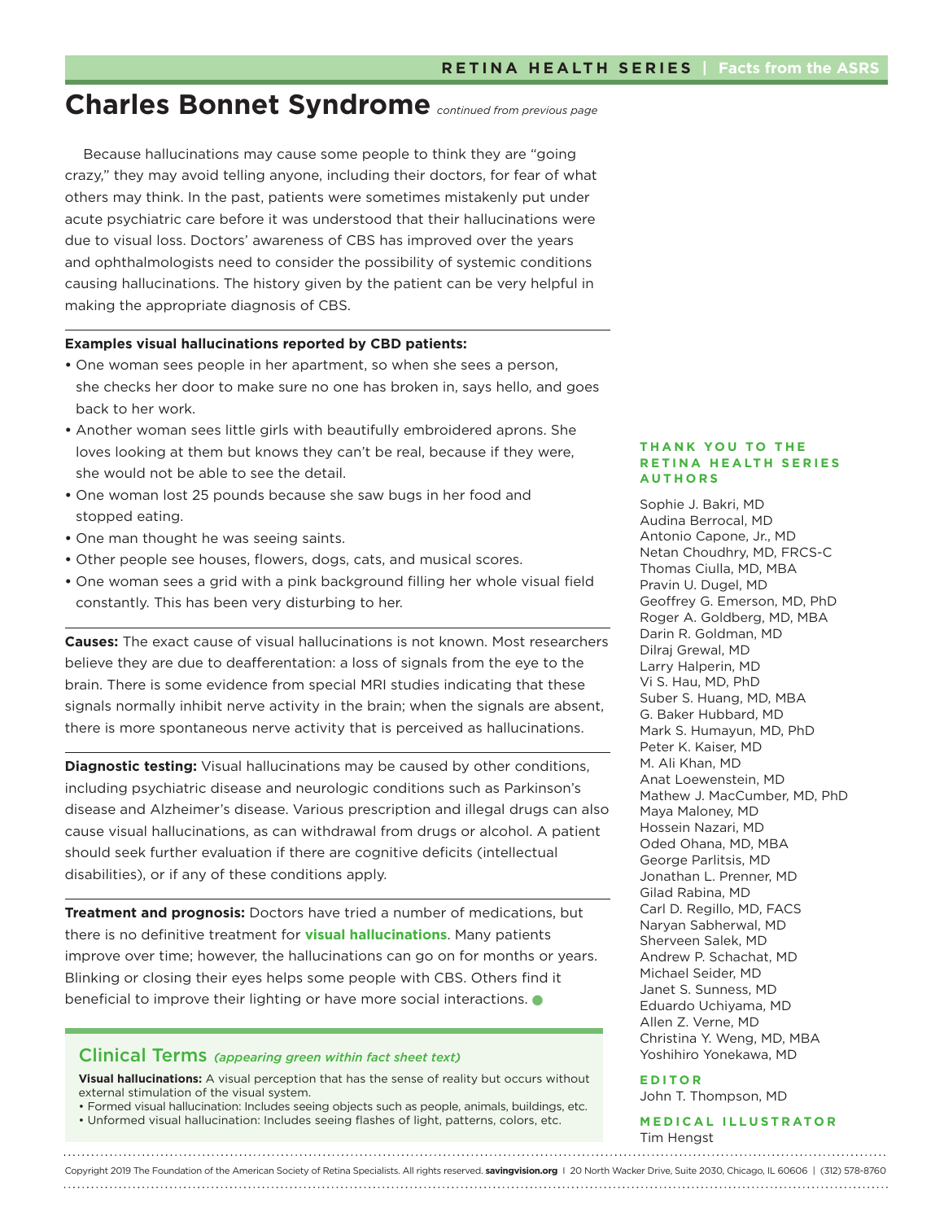# Charles Bonnet Syndrome *continued from previous page*

Because hallucinations may cause some people to think they are "going crazy," they may avoid telling anyone, including their doctors, for fear of what others may think. In the past, patients were sometimes mistakenly put under acute psychiatric care before it was understood that their hallucinations were due to visual loss. Doctors' awareness of CBS has improved over the years and ophthalmologists need to consider the possibility of systemic conditions causing hallucinations. The history given by the patient can be very helpful in making the appropriate diagnosis of CBS.

**Examples visual hallucinations reported by CBD patients:**

- One woman sees people in her apartment, so when she sees a person, she checks her door to make sure no one has broken in, says hello, and goes back to her work.
- Another woman sees little girls with beautifully embroidered aprons. She loves looking at them but knows they can't be real, because if they were, she would not be able to see the detail.
- One woman lost 25 pounds because she saw bugs in her food and stopped eating.
- One man thought he was seeing saints.
- Other people see houses, flowers, dogs, cats, and musical scores.
- One woman sees a grid with a pink background filling her whole visual field constantly. This has been very disturbing to her.

**Causes:** The exact cause of visual hallucinations is not known. Most researchers believe they are due to deafferentation: a loss of signals from the eye to the brain. There is some evidence from special MRI studies indicating that these signals normally inhibit nerve activity in the brain; when the signals are absent, there is more spontaneous nerve activity that is perceived as hallucinations.

**Diagnostic testing:** Visual hallucinations may be caused by other conditions, including psychiatric disease and neurologic conditions such as Parkinson's disease and Alzheimer's disease. Various prescription and illegal drugs can also cause visual hallucinations, as can withdrawal from drugs or alcohol. A patient should seek further evaluation if there are cognitive deficits (intellectual disabilities), or if any of these conditions apply.

**Treatment and prognosis:** Doctors have tried a number of medications, but there is no definitive treatment for **visual hallucinations**. Many patients improve over time; however, the hallucinations can go on for months or years. Blinking or closing their eyes helps some people with CBS. Others find it beneficial to improve their lighting or have more social interactions.

## Clinical Terms *(appearing green within fact sheet text)*

**Visual hallucinations:** A visual perception that has the sense of reality but occurs without external stimulation of the visual system.

- Formed visual hallucination: Includes seeing objects such as people, animals, buildings, etc.
- Unformed visual hallucination: Includes seeing flashes of light, patterns, colors, etc.

### THANK YOU TO THE RETINA HEALTH SERIES AUTHORS

Sophie J. Bakri, MD
Audina Berrocal, MD
Antonio Capone, Jr., MD
Netan Choudhry, MD, FRCS-C
Thomas Ciulla, MD, MBA
Pravin U. Dugel, MD
Geoffrey G. Emerson, MD, PhD
Roger A. Goldberg, MD, MBA
Darin R. Goldman, MD
Dilraj Grewal, MD
Larry Halperin, MD
Vi S. Hau, MD, PhD
Suber S. Huang, MD, MBA
G. Baker Hubbard, MD
Mark S. Humayun, MD, PhD
Peter K. Kaiser, MD
M. Ali Khan, MD
Anat Loewenstein, MD
Mathew J. MacCumber, MD, PhD
Maya Maloney, MD
Hossein Nazari, MD
Oded Ohana, MD, MBA
George Parlitsis, MD
Jonathan L. Prenner, MD
Gilad Rabina, MD
Carl D. Regillo, MD, FACS
Naryan Sabherwal, MD
Sherveen Salek, MD
Andrew P. Schachat, MD
Michael Seider, MD
Janet S. Sunness, MD
Eduardo Uchiyama, MD
Allen Z. Verne, MD
Christina Y. Weng, MD, MBA
Yoshihiro Yonekawa, MD

### EDITOR

John T. Thompson, MD

### MEDICAL ILLUSTRATOR

Tim Hengst

Copyright 2019 The Foundation of the American Society of Retina Specialists. All rights reserved. **savingvision.org** | 20 North Wacker Drive, Suite 2030, Chicago, IL 60606 | (312) 578-8760